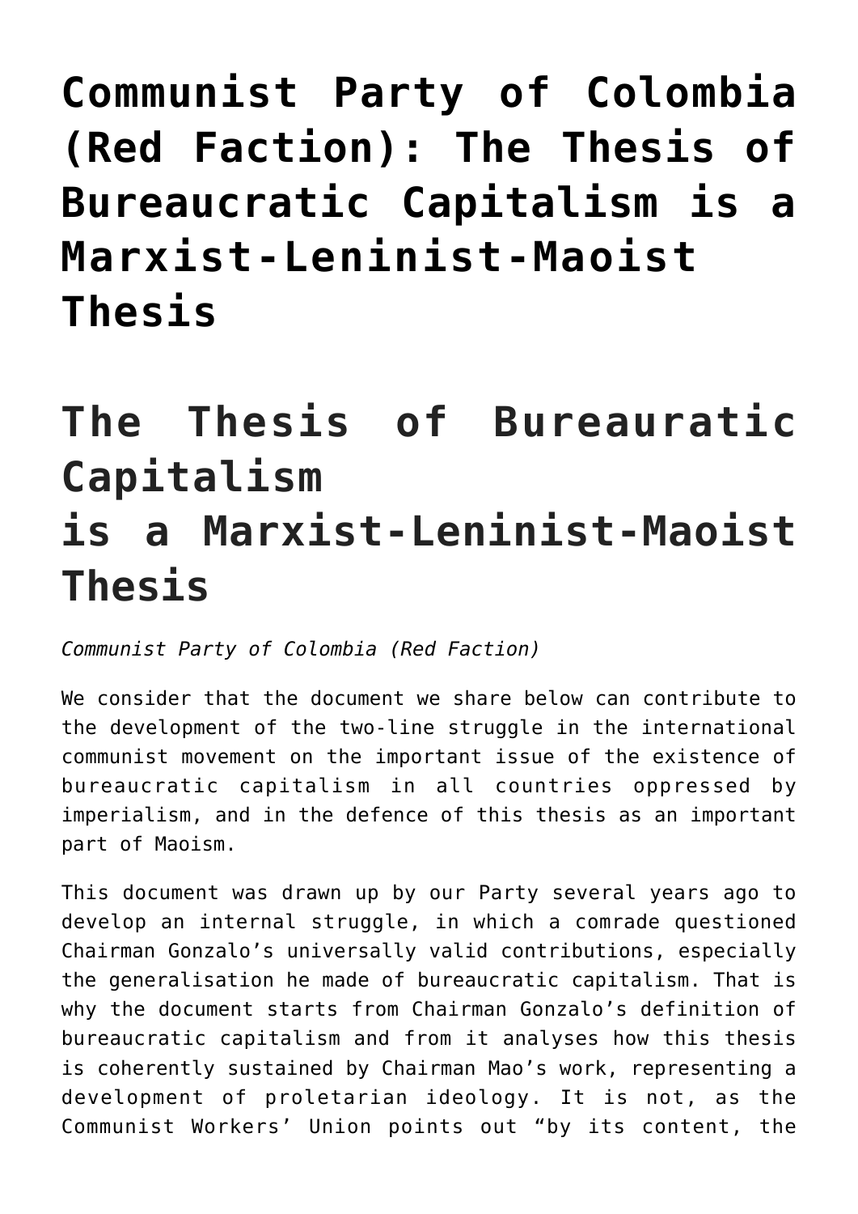# Communist Party of Colombia (Red Faction): The Thesis of Bureaucratic Capitalism is a Marxist-Leninist-Maoist Thesis

# The Thesis of Bureauratic Capitalism
# is a Marxist-Leninist-Maoist Thesis

*Communist Party of Colombia (Red Faction)*

We consider that the document we share below can contribute to the development of the two-line struggle in the international communist movement on the important issue of the existence of bureaucratic capitalism in all countries oppressed by imperialism, and in the defence of this thesis as an important part of Maoism.

This document was drawn up by our Party several years ago to develop an internal struggle, in which a comrade questioned Chairman Gonzalo's universally valid contributions, especially the generalisation he made of bureaucratic capitalism. That is why the document starts from Chairman Gonzalo's definition of bureaucratic capitalism and from it analyses how this thesis is coherently sustained by Chairman Mao's work, representing a development of proletarian ideology. It is not, as the Communist Workers' Union points out "by its content, the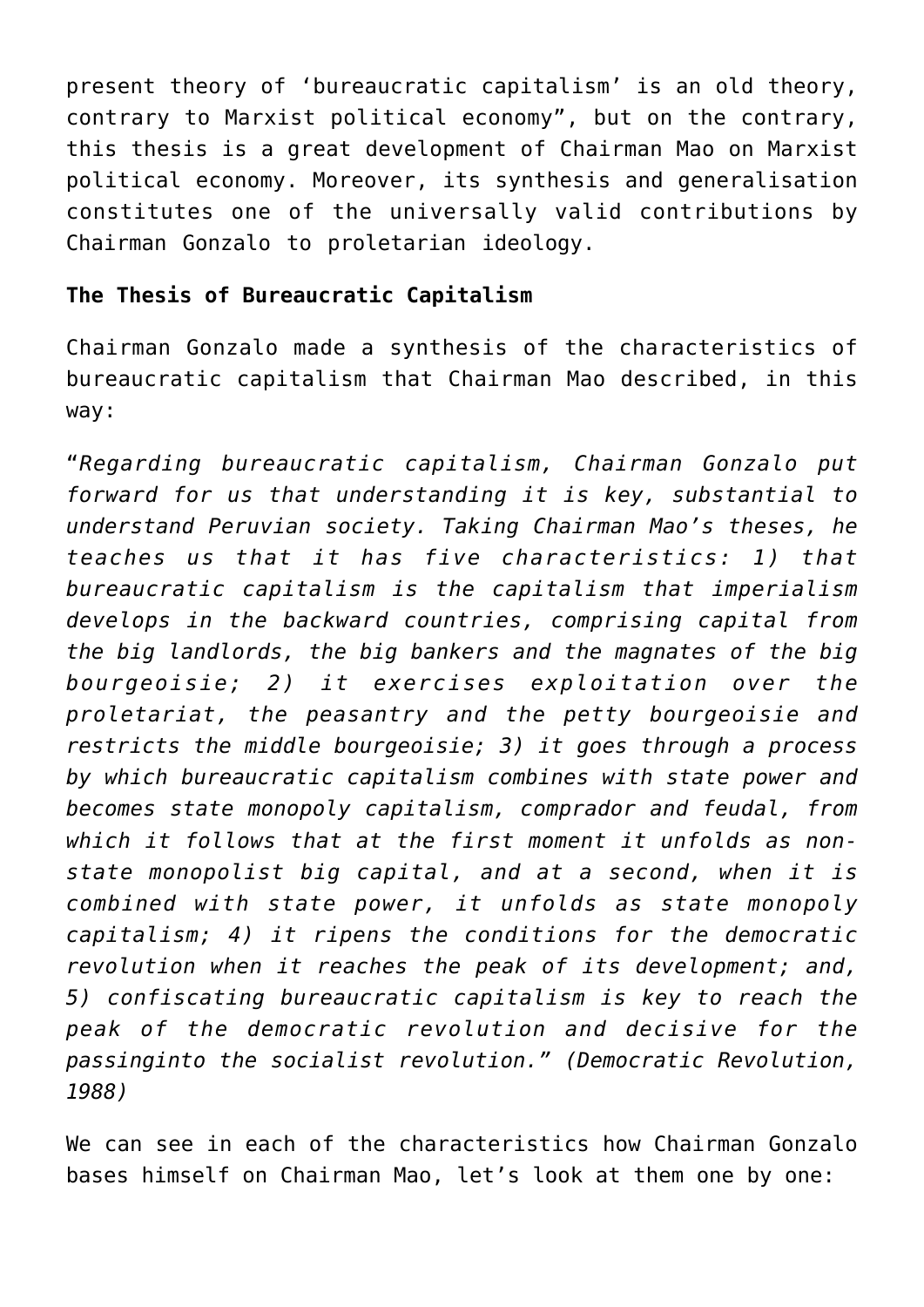present theory of ‘bureaucratic capitalism’ is an old theory, contrary to Marxist political economy”, but on the contrary, this thesis is a great development of Chairman Mao on Marxist political economy. Moreover, its synthesis and generalisation constitutes one of the universally valid contributions by Chairman Gonzalo to proletarian ideology.

**The Thesis of Bureaucratic Capitalism**

Chairman Gonzalo made a synthesis of the characteristics of bureaucratic capitalism that Chairman Mao described, in this way:

“*Regarding bureaucratic capitalism, Chairman Gonzalo put forward for us that understanding it is key, substantial to understand Peruvian society. Taking Chairman Mao’s theses, he teaches us that it has five characteristics: 1) that bureaucratic capitalism is the capitalism that imperialism develops in the backward countries, comprising capital from the big landlords, the big bankers and the magnates of the big bourgeoisie; 2) it exercises exploitation over the proletariat, the peasantry and the petty bourgeoisie and restricts the middle bourgeoisie; 3) it goes through a process by which bureaucratic capitalism combines with state power and becomes state monopoly capitalism, comprador and feudal, from which it follows that at the first moment it unfolds as non-state monopolist big capital, and at a second, when it is combined with state power, it unfolds as state monopoly capitalism; 4) it ripens the conditions for the democratic revolution when it reaches the peak of its development; and, 5) confiscating bureaucratic capitalism is key to reach the peak of the democratic revolution and decisive for the passinginto the socialist revolution.” (Democratic Revolution, 1988)*

We can see in each of the characteristics how Chairman Gonzalo bases himself on Chairman Mao, let’s look at them one by one: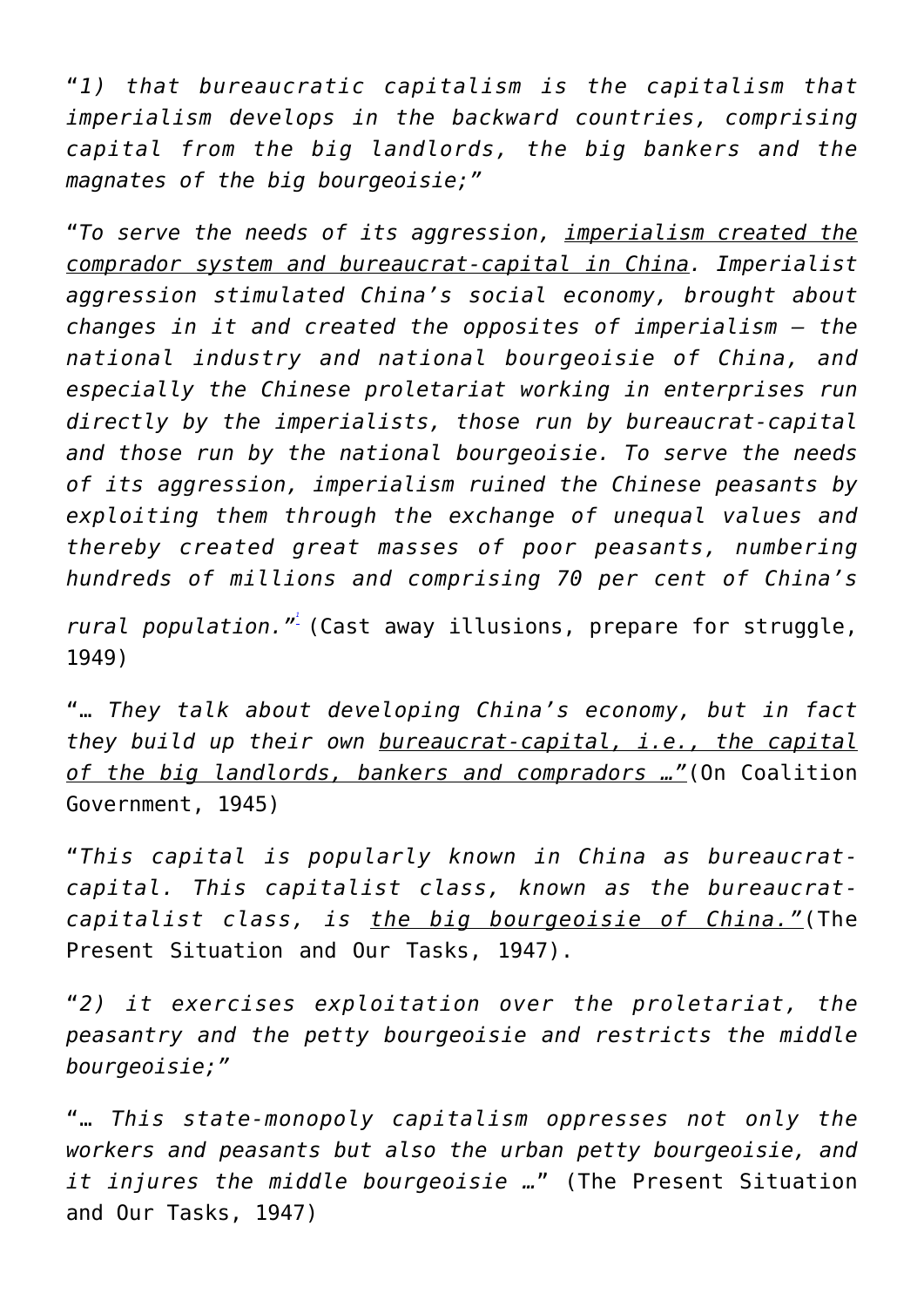"*1) that bureaucratic capitalism is the capitalism that imperialism develops in the backward countries, comprising capital from the big landlords, the big bankers and the magnates of the big bourgeoisie;*"

"*To serve the needs of its aggression, imperialism created the comprador system and bureaucrat-capital in China. Imperialist aggression stimulated China's social economy, brought about changes in it and created the opposites of imperialism – the national industry and national bourgeoisie of China, and especially the Chinese proletariat working in enterprises run directly by the imperialists, those run by bureaucrat-capital and those run by the national bourgeoisie. To serve the needs of its aggression, imperialism ruined the Chinese peasants by exploiting them through the exchange of unequal values and thereby created great masses of poor peasants, numbering hundreds of millions and comprising 70 per cent of China's rural population.*"[1] (Cast away illusions, prepare for struggle, 1949)

"*… They talk about developing China's economy, but in fact they build up their own bureaucrat-capital, i.e., the capital of the big landlords, bankers and compradors …*"(On Coalition Government, 1945)

"*This capital is popularly known in China as bureaucrat-capital. This capitalist class, known as the bureaucrat-capitalist class, is the big bourgeoisie of China.*"(The Present Situation and Our Tasks, 1947).

"*2) it exercises exploitation over the proletariat, the peasantry and the petty bourgeoisie and restricts the middle bourgeoisie;*"

"*… This state-monopoly capitalism oppresses not only the workers and peasants but also the urban petty bourgeoisie, and it injures the middle bourgeoisie …*" (The Present Situation and Our Tasks, 1947)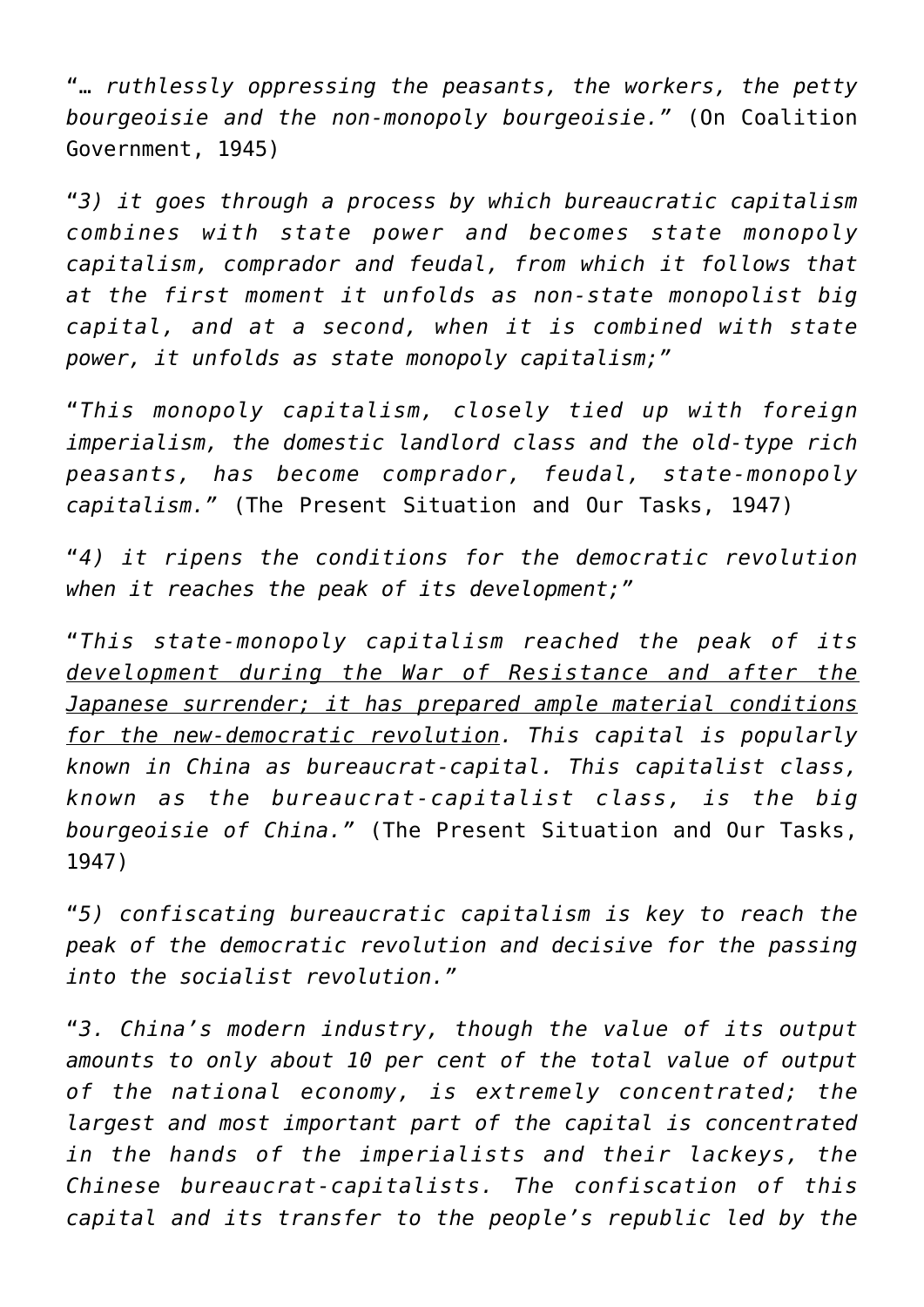"*… ruthlessly oppressing the peasants, the workers, the petty bourgeoisie and the non-monopoly bourgeoisie.*" (On Coalition Government, 1945)

"*3) it goes through a process by which bureaucratic capitalism combines with state power and becomes state monopoly capitalism, comprador and feudal, from which it follows that at the first moment it unfolds as non-state monopolist big capital, and at a second, when it is combined with state power, it unfolds as state monopoly capitalism;*"

"*This monopoly capitalism, closely tied up with foreign imperialism, the domestic landlord class and the old-type rich peasants, has become comprador, feudal, state-monopoly capitalism.*" (The Present Situation and Our Tasks, 1947)

"*4) it ripens the conditions for the democratic revolution when it reaches the peak of its development;*"

"*This state-monopoly capitalism reached the peak of its <u>development during the War of Resistance and after the Japanese surrender; it has prepared ample material conditions for the new-democratic revolution</u>. This capital is popularly known in China as bureaucrat-capital. This capitalist class, known as the bureaucrat-capitalist class, is the big bourgeoisie of China.*" (The Present Situation and Our Tasks, 1947)

"*5) confiscating bureaucratic capitalism is key to reach the peak of the democratic revolution and decisive for the passing into the socialist revolution.*"

"*3. China's modern industry, though the value of its output amounts to only about 10 per cent of the total value of output of the national economy, is extremely concentrated; the largest and most important part of the capital is concentrated in the hands of the imperialists and their lackeys, the Chinese bureaucrat-capitalists. The confiscation of this capital and its transfer to the people's republic led by the*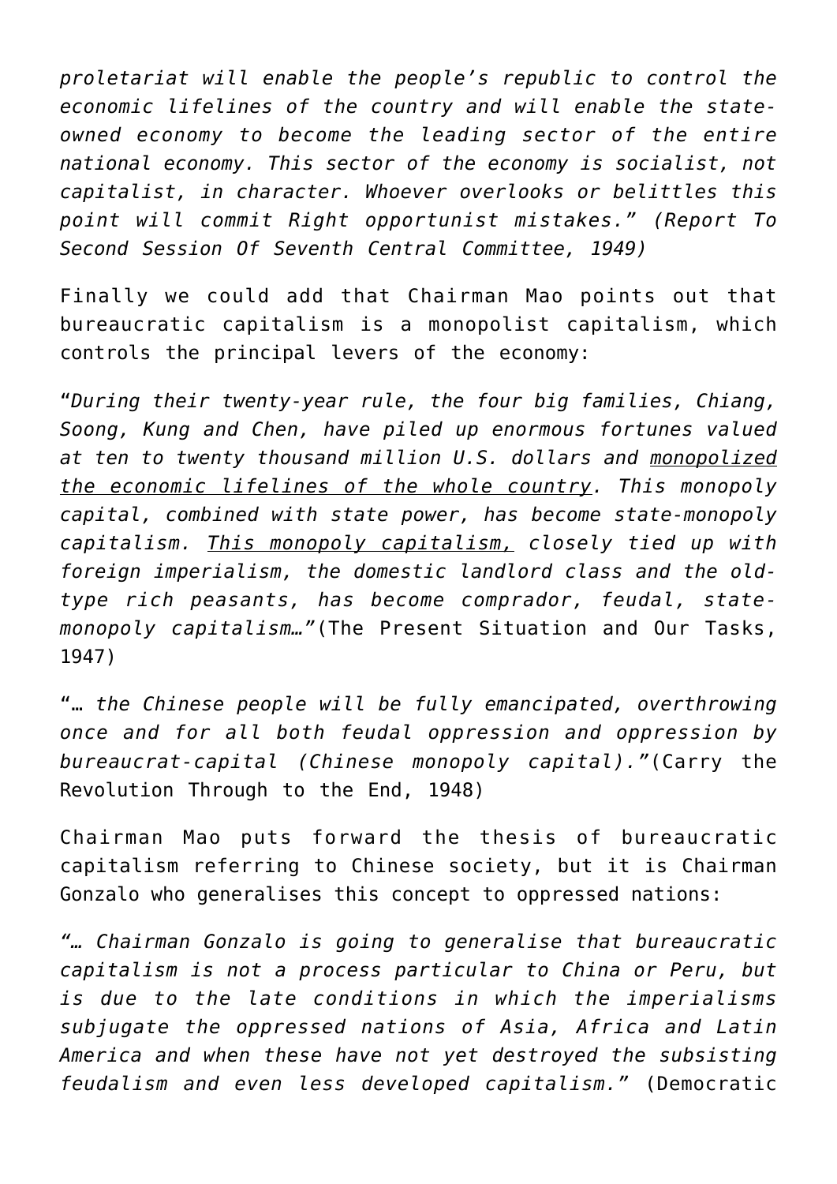*proletariat will enable the people's republic to control the economic lifelines of the country and will enable the state-owned economy to become the leading sector of the entire national economy. This sector of the economy is socialist, not capitalist, in character. Whoever overlooks or belittles this point will commit Right opportunist mistakes." (Report To Second Session Of Seventh Central Committee, 1949)*

Finally we could add that Chairman Mao points out that bureaucratic capitalism is a monopolist capitalism, which controls the principal levers of the economy:

"*During their twenty-year rule, the four big families, Chiang, Soong, Kung and Chen, have piled up enormous fortunes valued at ten to twenty thousand million U.S. dollars and <u>monopolized the economic lifelines of the whole country</u>. This monopoly capital, combined with state power, has become state-monopoly capitalism. <u>This monopoly capitalism,</u> closely tied up with foreign imperialism, the domestic landlord class and the old-type rich peasants, has become comprador, feudal, state-monopoly capitalism…*"(The Present Situation and Our Tasks, 1947)

"*… the Chinese people will be fully emancipated, overthrowing once and for all both feudal oppression and oppression by bureaucrat-capital (Chinese monopoly capital).*"(Carry the Revolution Through to the End, 1948)

Chairman Mao puts forward the thesis of bureaucratic capitalism referring to Chinese society, but it is Chairman Gonzalo who generalises this concept to oppressed nations:

*"… Chairman Gonzalo is going to generalise that bureaucratic capitalism is not a process particular to China or Peru, but is due to the late conditions in which the imperialisms subjugate the oppressed nations of Asia, Africa and Latin America and when these have not yet destroyed the subsisting feudalism and even less developed capitalism."* (Democratic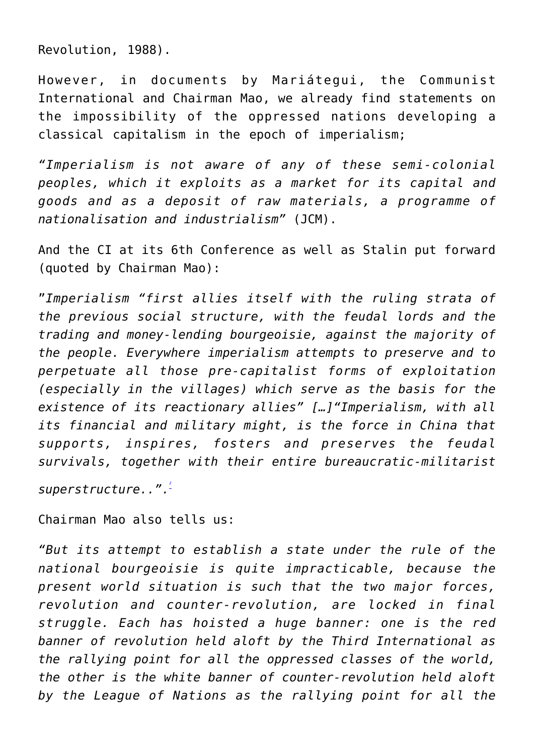Revolution, 1988).

However, in documents by Mariátegui, the Communist International and Chairman Mao, we already find statements on the impossibility of the oppressed nations developing a classical capitalism in the epoch of imperialism;

*"Imperialism is not aware of any of these semi-colonial peoples, which it exploits as a market for its capital and goods and as a deposit of raw materials, a programme of nationalisation and industrialism"* (JCM).

And the CI at its 6th Conference as well as Stalin put forward (quoted by Chairman Mao):

*"Imperialism "first allies itself with the ruling strata of the previous social structure, with the feudal lords and the trading and money-lending bourgeoisie, against the majority of the people. Everywhere imperialism attempts to preserve and to perpetuate all those pre-capitalist forms of exploitation (especially in the villages) which serve as the basis for the existence of its reactionary allies" […]"Imperialism, with all its financial and military might, is the force in China that supports, inspires, fosters and preserves the feudal survivals, together with their entire bureaucratic-militarist superstructure..".*[2]

Chairman Mao also tells us:

*"But its attempt to establish a state under the rule of the national bourgeoisie is quite impracticable, because the present world situation is such that the two major forces, revolution and counter-revolution, are locked in final struggle. Each has hoisted a huge banner: one is the red banner of revolution held aloft by the Third International as the rallying point for all the oppressed classes of the world, the other is the white banner of counter-revolution held aloft by the League of Nations as the rallying point for all the*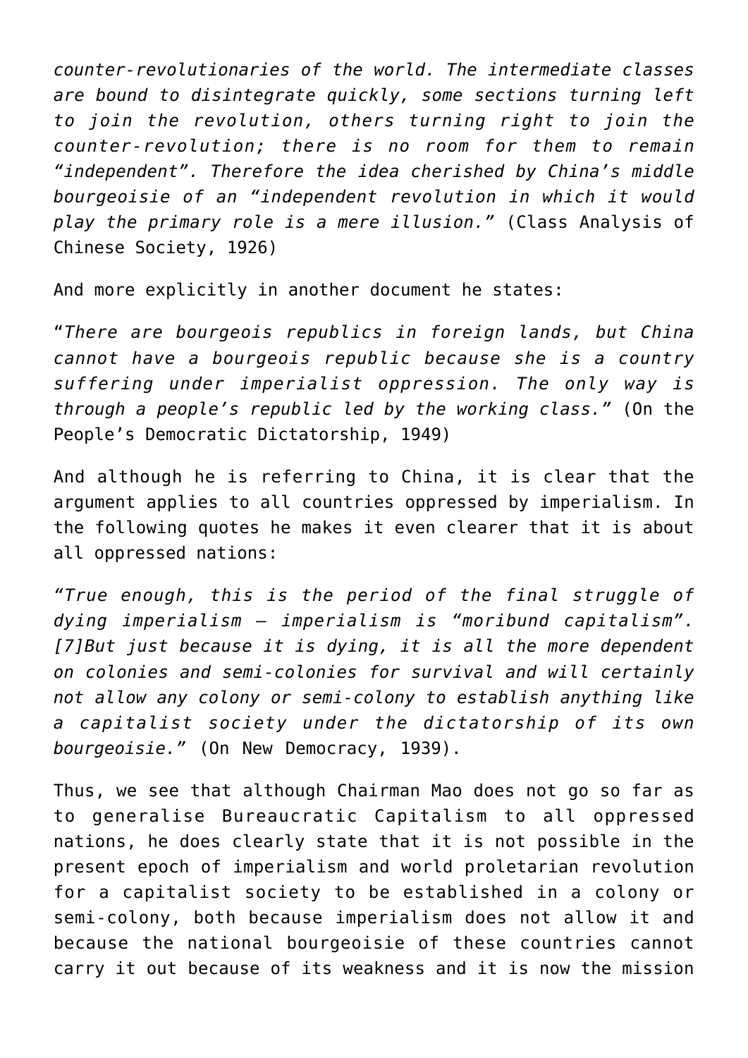*counter-revolutionaries of the world. The intermediate classes are bound to disintegrate quickly, some sections turning left to join the revolution, others turning right to join the counter-revolution; there is no room for them to remain "independent". Therefore the idea cherished by China's middle bourgeoisie of an "independent revolution in which it would play the primary role is a mere illusion."* (Class Analysis of Chinese Society, 1926)

And more explicitly in another document he states:

"*There are bourgeois republics in foreign lands, but China cannot have a bourgeois republic because she is a country suffering under imperialist oppression. The only way is through a people's republic led by the working class.*" (On the People's Democratic Dictatorship, 1949)

And although he is referring to China, it is clear that the argument applies to all countries oppressed by imperialism. In the following quotes he makes it even clearer that it is about all oppressed nations:

*"True enough, this is the period of the final struggle of dying imperialism – imperialism is "moribund capitalism". [7]But just because it is dying, it is all the more dependent on colonies and semi-colonies for survival and will certainly not allow any colony or semi-colony to establish anything like a capitalist society under the dictatorship of its own bourgeoisie."* (On New Democracy, 1939).

Thus, we see that although Chairman Mao does not go so far as to generalise Bureaucratic Capitalism to all oppressed nations, he does clearly state that it is not possible in the present epoch of imperialism and world proletarian revolution for a capitalist society to be established in a colony or semi-colony, both because imperialism does not allow it and because the national bourgeoisie of these countries cannot carry it out because of its weakness and it is now the mission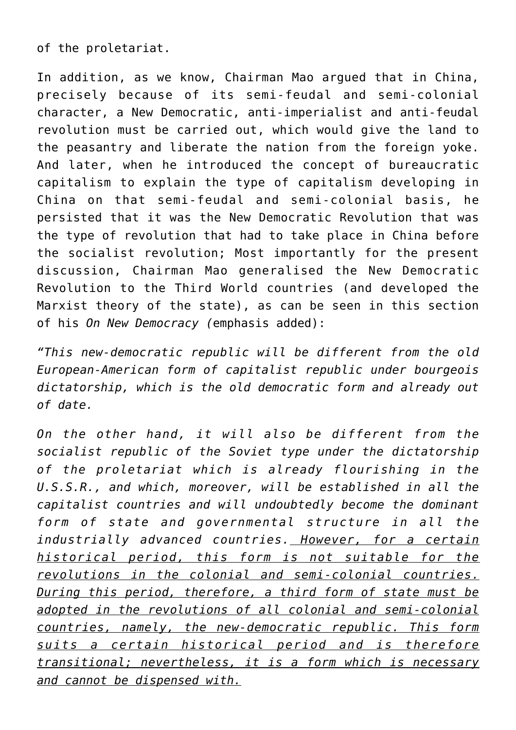of the proletariat.

In addition, as we know, Chairman Mao argued that in China, precisely because of its semi-feudal and semi-colonial character, a New Democratic, anti-imperialist and anti-feudal revolution must be carried out, which would give the land to the peasantry and liberate the nation from the foreign yoke. And later, when he introduced the concept of bureaucratic capitalism to explain the type of capitalism developing in China on that semi-feudal and semi-colonial basis, he persisted that it was the New Democratic Revolution that was the type of revolution that had to take place in China before the socialist revolution; Most importantly for the present discussion, Chairman Mao generalised the New Democratic Revolution to the Third World countries (and developed the Marxist theory of the state), as can be seen in this section of his *On New Democracy (*emphasis added):

*"This new-democratic republic will be different from the old European-American form of capitalist republic under bourgeois dictatorship, which is the old democratic form and already out of date.*

*On the other hand, it will also be different from the socialist republic of the Soviet type under the dictatorship of the proletariat which is already flourishing in the U.S.S.R., and which, moreover, will be established in all the capitalist countries and will undoubtedly become the dominant form of state and governmental structure in all the industrially advanced countries.* <u>*However, for a certain historical period, this form is not suitable for the revolutions in the colonial and semi-colonial countries. During this period, therefore, a third form of state must be adopted in the revolutions of all colonial and semi-colonial countries, namely, the new-democratic republic. This form suits a certain historical period and is therefore transitional; nevertheless, it is a form which is necessary and cannot be dispensed with.*</u>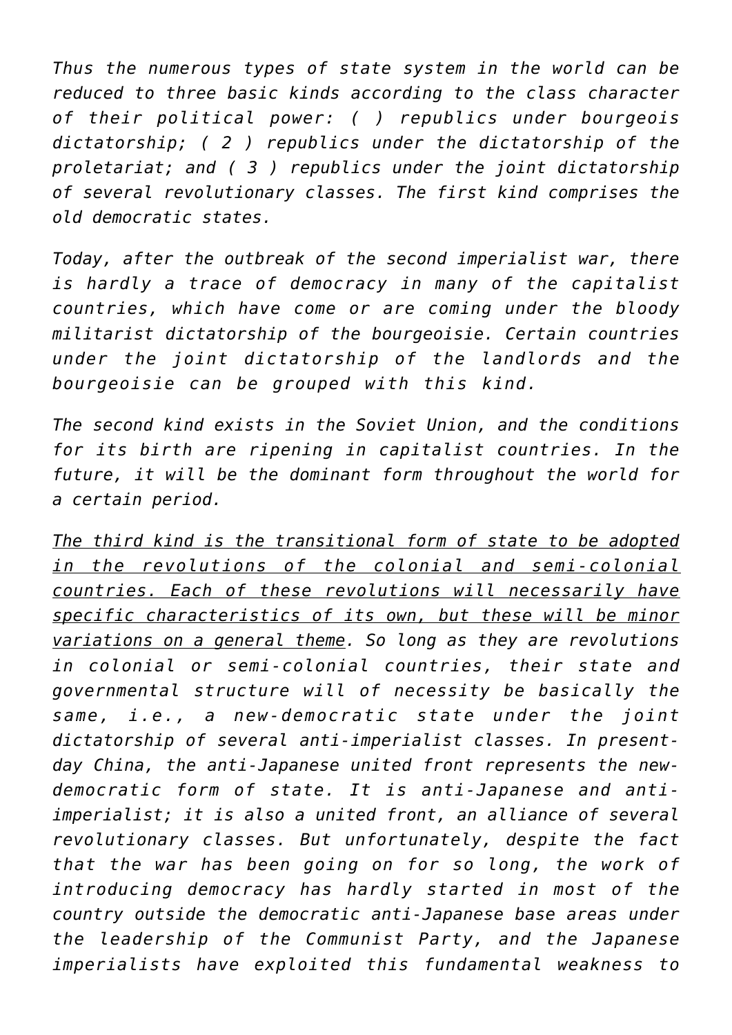*Thus the numerous types of state system in the world can be reduced to three basic kinds according to the class character of their political power: ( ) republics under bourgeois dictatorship; ( 2 ) republics under the dictatorship of the proletariat; and ( 3 ) republics under the joint dictatorship of several revolutionary classes. The first kind comprises the old democratic states.*

*Today, after the outbreak of the second imperialist war, there is hardly a trace of democracy in many of the capitalist countries, which have come or are coming under the bloody militarist dictatorship of the bourgeoisie. Certain countries under the joint dictatorship of the landlords and the bourgeoisie can be grouped with this kind.*

*The second kind exists in the Soviet Union, and the conditions for its birth are ripening in capitalist countries. In the future, it will be the dominant form throughout the world for a certain period.*

*The third kind is the transitional form of state to be adopted in the revolutions of the colonial and semi-colonial countries. Each of these revolutions will necessarily have specific characteristics of its own, but these will be minor variations on a general theme. So long as they are revolutions in colonial or semi-colonial countries, their state and governmental structure will of necessity be basically the same, i.e., a new-democratic state under the joint dictatorship of several anti-imperialist classes. In present-day China, the anti-Japanese united front represents the new-democratic form of state. It is anti-Japanese and anti-imperialist; it is also a united front, an alliance of several revolutionary classes. But unfortunately, despite the fact that the war has been going on for so long, the work of introducing democracy has hardly started in most of the country outside the democratic anti-Japanese base areas under the leadership of the Communist Party, and the Japanese imperialists have exploited this fundamental weakness to*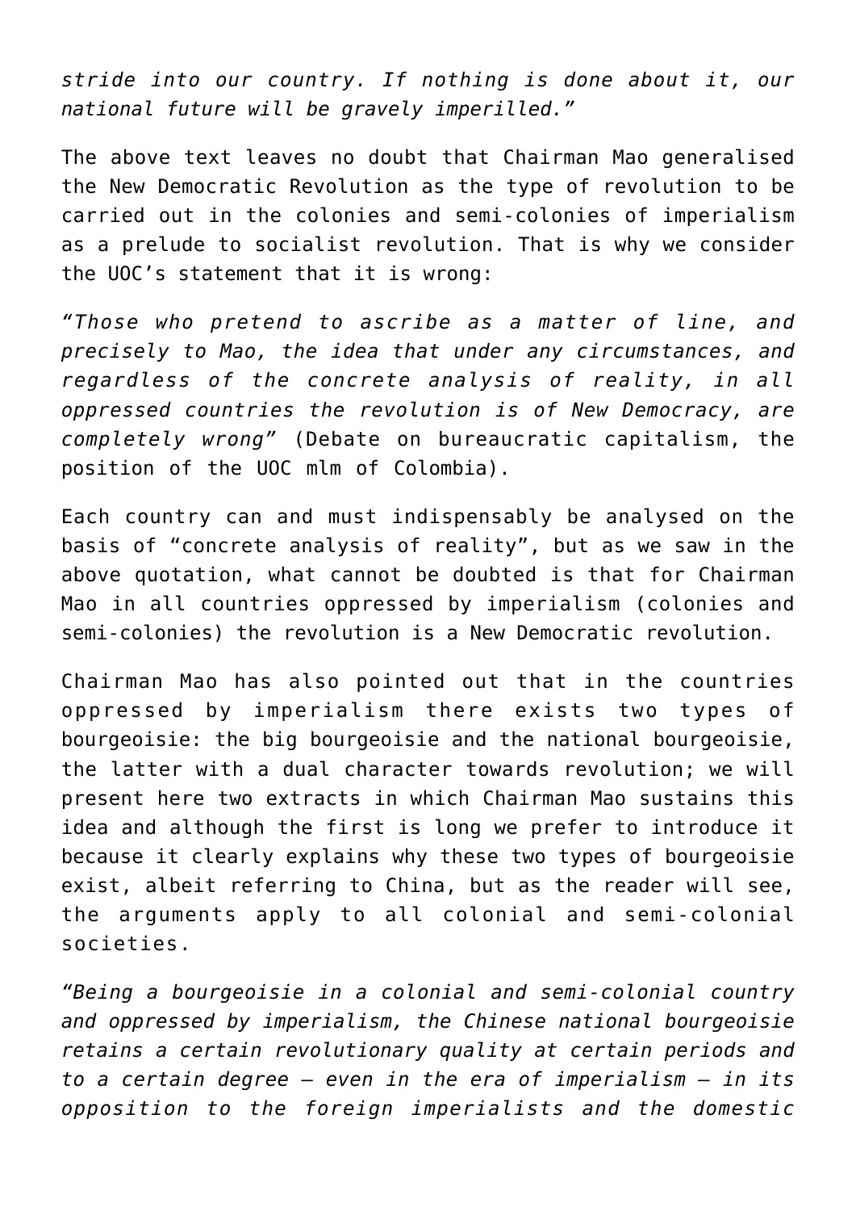*stride into our country. If nothing is done about it, our national future will be gravely imperilled."*

The above text leaves no doubt that Chairman Mao generalised the New Democratic Revolution as the type of revolution to be carried out in the colonies and semi-colonies of imperialism as a prelude to socialist revolution. That is why we consider the UOC's statement that it is wrong:

*"Those who pretend to ascribe as a matter of line, and precisely to Mao, the idea that under any circumstances, and regardless of the concrete analysis of reality, in all oppressed countries the revolution is of New Democracy, are completely wrong"* (Debate on bureaucratic capitalism, the position of the UOC mlm of Colombia).

Each country can and must indispensably be analysed on the basis of "concrete analysis of reality", but as we saw in the above quotation, what cannot be doubted is that for Chairman Mao in all countries oppressed by imperialism (colonies and semi-colonies) the revolution is a New Democratic revolution.

Chairman Mao has also pointed out that in the countries oppressed by imperialism there exists two types of bourgeoisie: the big bourgeoisie and the national bourgeoisie, the latter with a dual character towards revolution; we will present here two extracts in which Chairman Mao sustains this idea and although the first is long we prefer to introduce it because it clearly explains why these two types of bourgeoisie exist, albeit referring to China, but as the reader will see, the arguments apply to all colonial and semi-colonial societies.

*"Being a bourgeoisie in a colonial and semi-colonial country and oppressed by imperialism, the Chinese national bourgeoisie retains a certain revolutionary quality at certain periods and to a certain degree – even in the era of imperialism – in its opposition to the foreign imperialists and the domestic*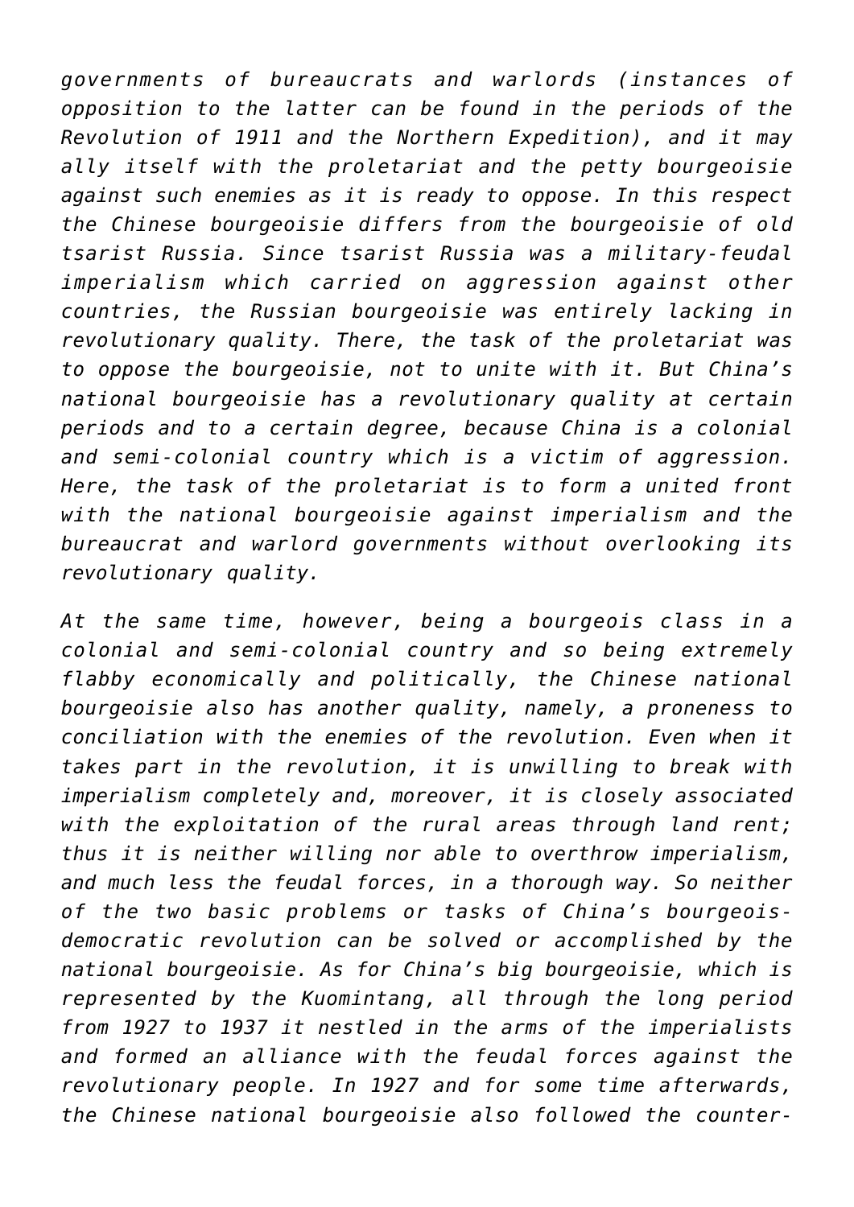*governments of bureaucrats and warlords (instances of opposition to the latter can be found in the periods of the Revolution of 1911 and the Northern Expedition), and it may ally itself with the proletariat and the petty bourgeoisie against such enemies as it is ready to oppose. In this respect the Chinese bourgeoisie differs from the bourgeoisie of old tsarist Russia. Since tsarist Russia was a military-feudal imperialism which carried on aggression against other countries, the Russian bourgeoisie was entirely lacking in revolutionary quality. There, the task of the proletariat was to oppose the bourgeoisie, not to unite with it. But China's national bourgeoisie has a revolutionary quality at certain periods and to a certain degree, because China is a colonial and semi-colonial country which is a victim of aggression. Here, the task of the proletariat is to form a united front with the national bourgeoisie against imperialism and the bureaucrat and warlord governments without overlooking its revolutionary quality.*

*At the same time, however, being a bourgeois class in a colonial and semi-colonial country and so being extremely flabby economically and politically, the Chinese national bourgeoisie also has another quality, namely, a proneness to conciliation with the enemies of the revolution. Even when it takes part in the revolution, it is unwilling to break with imperialism completely and, moreover, it is closely associated with the exploitation of the rural areas through land rent; thus it is neither willing nor able to overthrow imperialism, and much less the feudal forces, in a thorough way. So neither of the two basic problems or tasks of China's bourgeois-democratic revolution can be solved or accomplished by the national bourgeoisie. As for China's big bourgeoisie, which is represented by the Kuomintang, all through the long period from 1927 to 1937 it nestled in the arms of the imperialists and formed an alliance with the feudal forces against the revolutionary people. In 1927 and for some time afterwards, the Chinese national bourgeoisie also followed the counter-*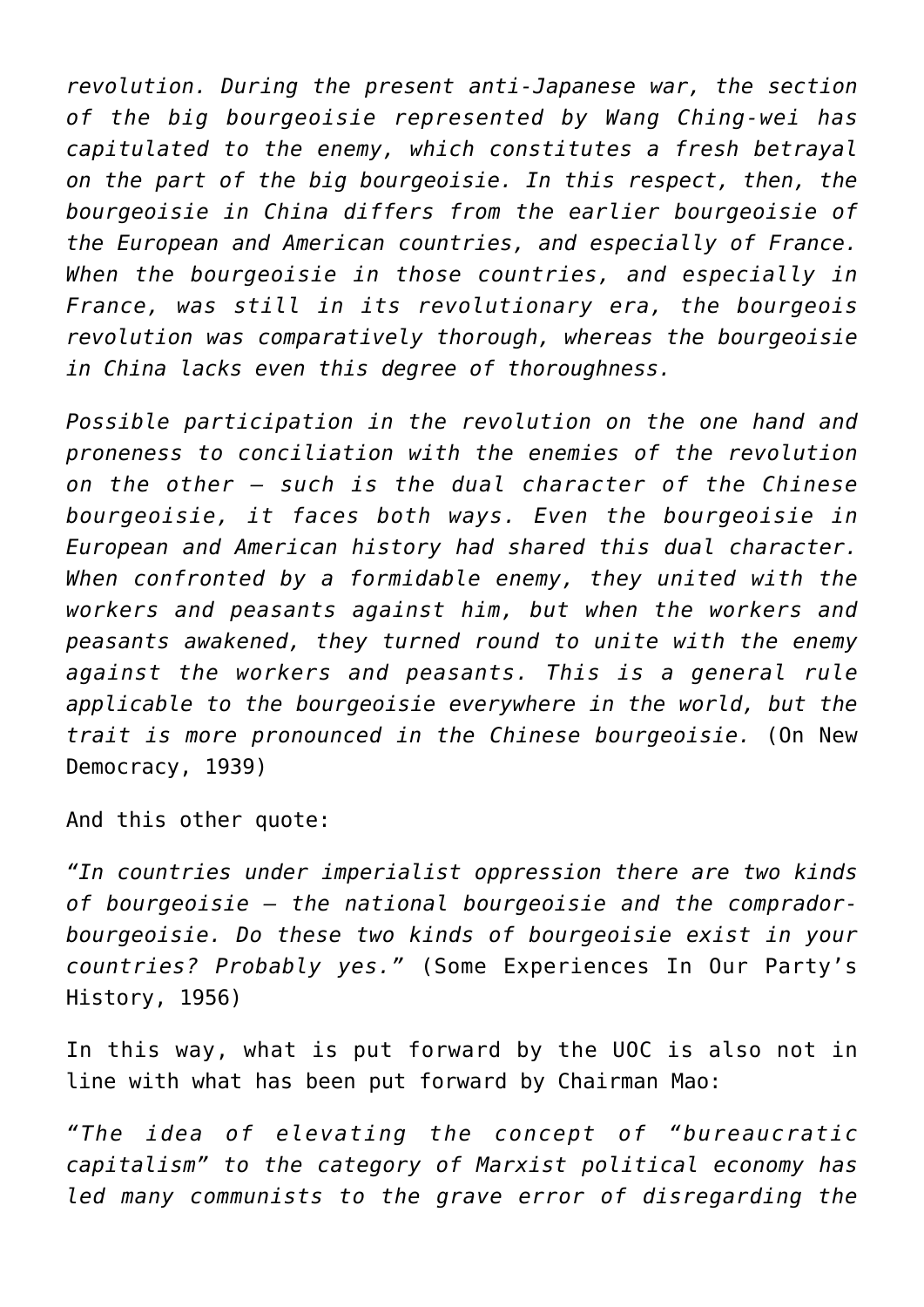*revolution. During the present anti-Japanese war, the section of the big bourgeoisie represented by Wang Ching-wei has capitulated to the enemy, which constitutes a fresh betrayal on the part of the big bourgeoisie. In this respect, then, the bourgeoisie in China differs from the earlier bourgeoisie of the European and American countries, and especially of France. When the bourgeoisie in those countries, and especially in France, was still in its revolutionary era, the bourgeois revolution was comparatively thorough, whereas the bourgeoisie in China lacks even this degree of thoroughness.*

*Possible participation in the revolution on the one hand and proneness to conciliation with the enemies of the revolution on the other – such is the dual character of the Chinese bourgeoisie, it faces both ways. Even the bourgeoisie in European and American history had shared this dual character. When confronted by a formidable enemy, they united with the workers and peasants against him, but when the workers and peasants awakened, they turned round to unite with the enemy against the workers and peasants. This is a general rule applicable to the bourgeoisie everywhere in the world, but the trait is more pronounced in the Chinese bourgeoisie.* (On New Democracy, 1939)

And this other quote:

*"In countries under imperialist oppression there are two kinds of bourgeoisie – the national bourgeoisie and the comprador-bourgeoisie. Do these two kinds of bourgeoisie exist in your countries? Probably yes."* (Some Experiences In Our Party's History, 1956)

In this way, what is put forward by the UOC is also not in line with what has been put forward by Chairman Mao:

*"The idea of elevating the concept of "bureaucratic capitalism" to the category of Marxist political economy has led many communists to the grave error of disregarding the*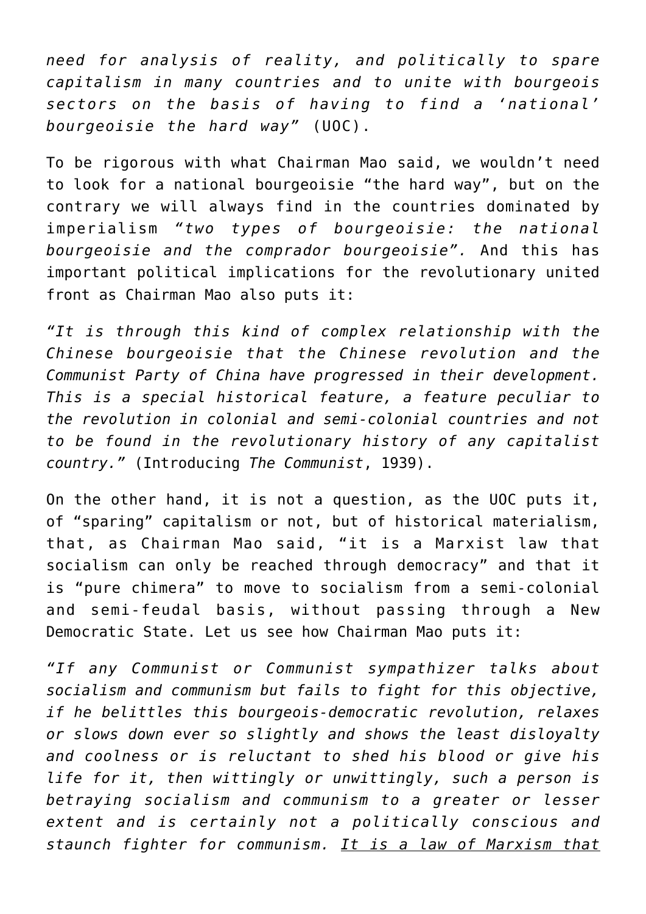*need for analysis of reality, and politically to spare capitalism in many countries and to unite with bourgeois sectors on the basis of having to find a 'national' bourgeoisie the hard way"* (UOC).

To be rigorous with what Chairman Mao said, we wouldn't need to look for a national bourgeoisie "the hard way", but on the contrary we will always find in the countries dominated by imperialism *"two types of bourgeoisie: the national bourgeoisie and the comprador bourgeoisie".* And this has important political implications for the revolutionary united front as Chairman Mao also puts it:

*"It is through this kind of complex relationship with the Chinese bourgeoisie that the Chinese revolution and the Communist Party of China have progressed in their development. This is a special historical feature, a feature peculiar to the revolution in colonial and semi-colonial countries and not to be found in the revolutionary history of any capitalist country."* (Introducing *The Communist*, 1939).

On the other hand, it is not a question, as the UOC puts it, of "sparing" capitalism or not, but of historical materialism, that, as Chairman Mao said, "it is a Marxist law that socialism can only be reached through democracy" and that it is "pure chimera" to move to socialism from a semi-colonial and semi-feudal basis, without passing through a New Democratic State. Let us see how Chairman Mao puts it:

*"If any Communist or Communist sympathizer talks about socialism and communism but fails to fight for this objective, if he belittles this bourgeois-democratic revolution, relaxes or slows down ever so slightly and shows the least disloyalty and coolness or is reluctant to shed his blood or give his life for it, then wittingly or unwittingly, such a person is betraying socialism and communism to a greater or lesser extent and is certainly not a politically conscious and staunch fighter for communism. It is a law of Marxism that*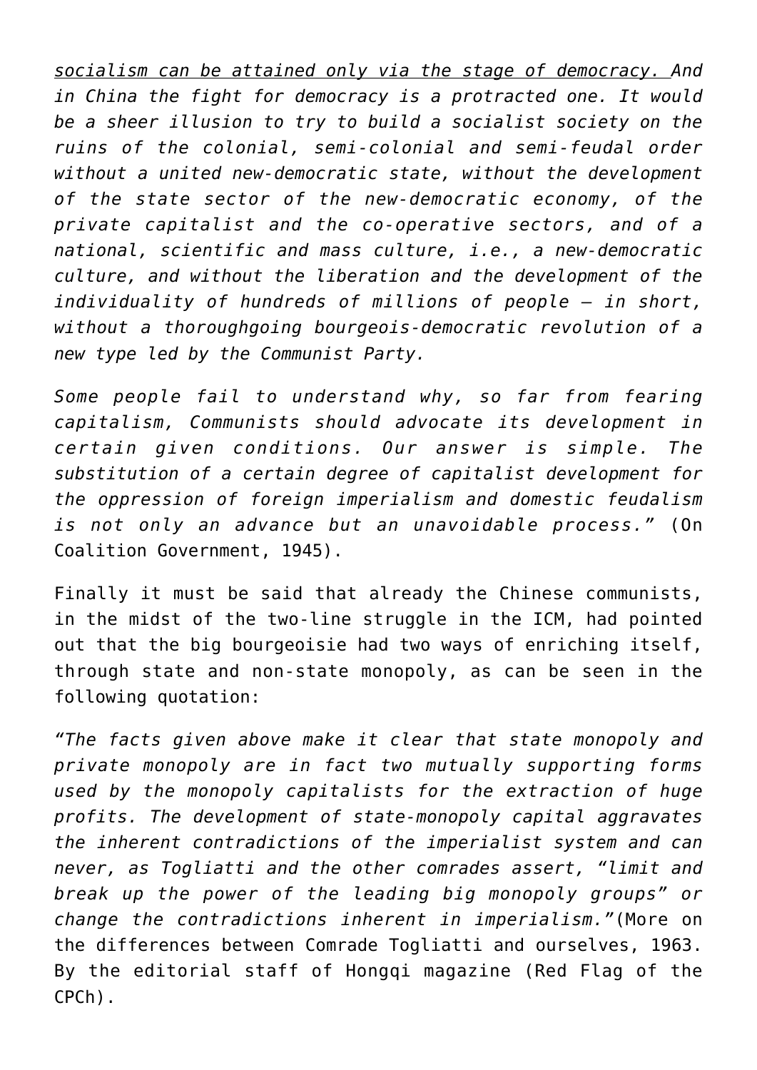*<u>socialism can be attained only via the stage of democracy.</u> And in China the fight for democracy is a protracted one. It would be a sheer illusion to try to build a socialist society on the ruins of the colonial, semi-colonial and semi-feudal order without a united new-democratic state, without the development of the state sector of the new-democratic economy, of the private capitalist and the co-operative sectors, and of a national, scientific and mass culture, i.e., a new-democratic culture, and without the liberation and the development of the individuality of hundreds of millions of people – in short, without a thoroughgoing bourgeois-democratic revolution of a new type led by the Communist Party.*

*Some people fail to understand why, so far from fearing capitalism, Communists should advocate its development in certain given conditions. Our answer is simple. The substitution of a certain degree of capitalist development for the oppression of foreign imperialism and domestic feudalism is not only an advance but an unavoidable process."* (On Coalition Government, 1945).

Finally it must be said that already the Chinese communists, in the midst of the two-line struggle in the ICM, had pointed out that the big bourgeoisie had two ways of enriching itself, through state and non-state monopoly, as can be seen in the following quotation:

*"The facts given above make it clear that state monopoly and private monopoly are in fact two mutually supporting forms used by the monopoly capitalists for the extraction of huge profits. The development of state-monopoly capital aggravates the inherent contradictions of the imperialist system and can never, as Togliatti and the other comrades assert, "limit and break up the power of the leading big monopoly groups" or change the contradictions inherent in imperialism."*(More on the differences between Comrade Togliatti and ourselves, 1963. By the editorial staff of Hongqi magazine (Red Flag of the CPCh).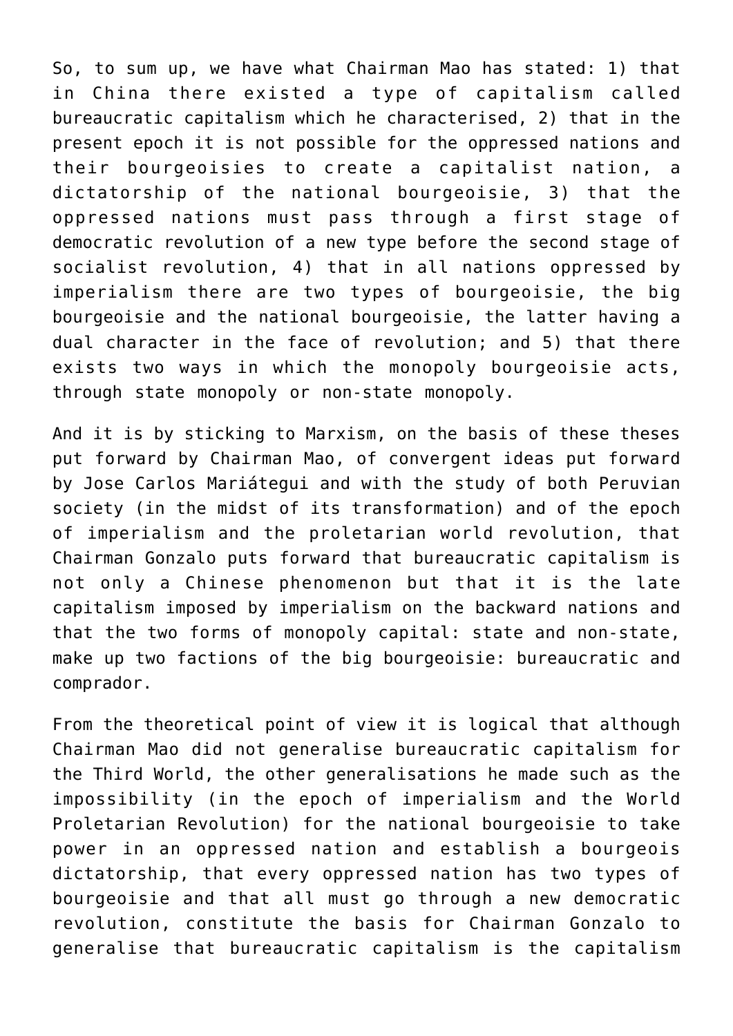So, to sum up, we have what Chairman Mao has stated: 1) that in China there existed a type of capitalism called bureaucratic capitalism which he characterised, 2) that in the present epoch it is not possible for the oppressed nations and their bourgeoisies to create a capitalist nation, a dictatorship of the national bourgeoisie, 3) that the oppressed nations must pass through a first stage of democratic revolution of a new type before the second stage of socialist revolution, 4) that in all nations oppressed by imperialism there are two types of bourgeoisie, the big bourgeoisie and the national bourgeoisie, the latter having a dual character in the face of revolution; and 5) that there exists two ways in which the monopoly bourgeoisie acts, through state monopoly or non-state monopoly.

And it is by sticking to Marxism, on the basis of these theses put forward by Chairman Mao, of convergent ideas put forward by Jose Carlos Mariátegui and with the study of both Peruvian society (in the midst of its transformation) and of the epoch of imperialism and the proletarian world revolution, that Chairman Gonzalo puts forward that bureaucratic capitalism is not only a Chinese phenomenon but that it is the late capitalism imposed by imperialism on the backward nations and that the two forms of monopoly capital: state and non-state, make up two factions of the big bourgeoisie: bureaucratic and comprador.

From the theoretical point of view it is logical that although Chairman Mao did not generalise bureaucratic capitalism for the Third World, the other generalisations he made such as the impossibility (in the epoch of imperialism and the World Proletarian Revolution) for the national bourgeoisie to take power in an oppressed nation and establish a bourgeois dictatorship, that every oppressed nation has two types of bourgeoisie and that all must go through a new democratic revolution, constitute the basis for Chairman Gonzalo to generalise that bureaucratic capitalism is the capitalism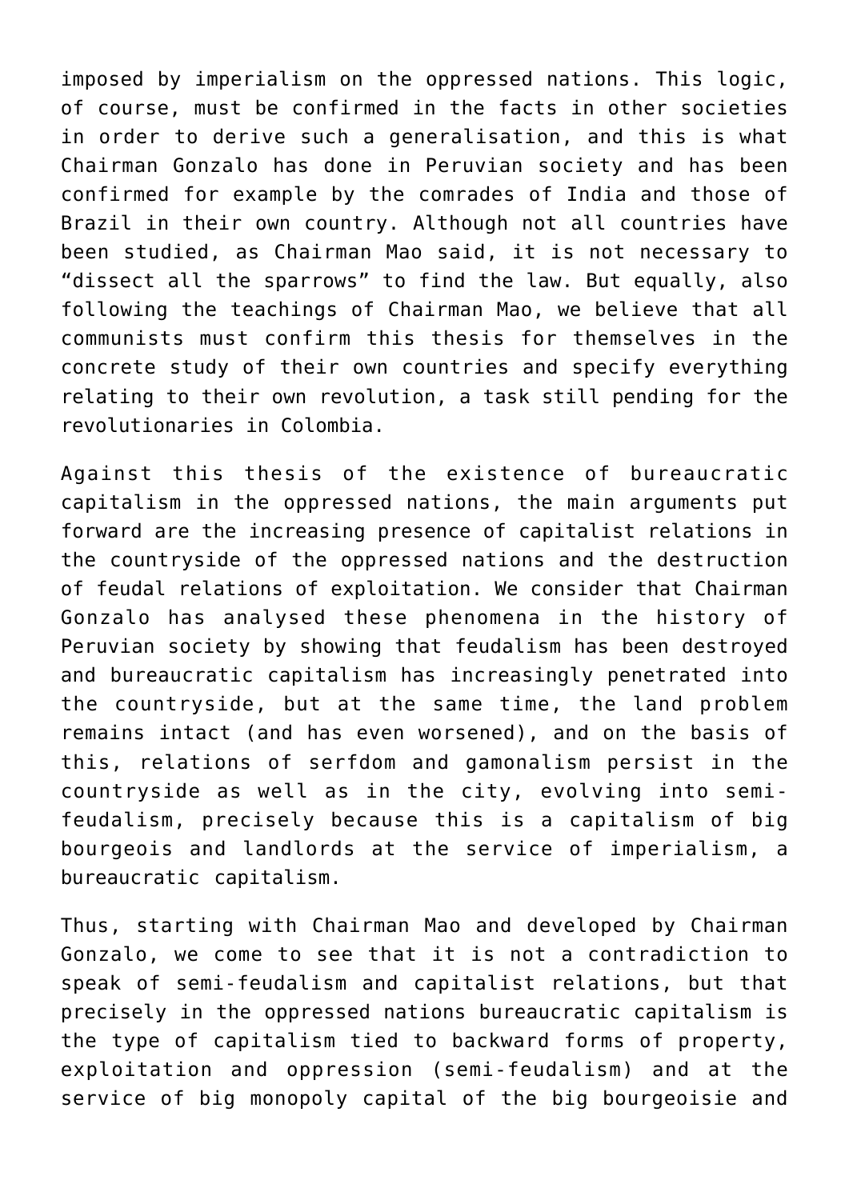imposed by imperialism on the oppressed nations. This logic, of course, must be confirmed in the facts in other societies in order to derive such a generalisation, and this is what Chairman Gonzalo has done in Peruvian society and has been confirmed for example by the comrades of India and those of Brazil in their own country. Although not all countries have been studied, as Chairman Mao said, it is not necessary to "dissect all the sparrows" to find the law. But equally, also following the teachings of Chairman Mao, we believe that all communists must confirm this thesis for themselves in the concrete study of their own countries and specify everything relating to their own revolution, a task still pending for the revolutionaries in Colombia.

Against this thesis of the existence of bureaucratic capitalism in the oppressed nations, the main arguments put forward are the increasing presence of capitalist relations in the countryside of the oppressed nations and the destruction of feudal relations of exploitation. We consider that Chairman Gonzalo has analysed these phenomena in the history of Peruvian society by showing that feudalism has been destroyed and bureaucratic capitalism has increasingly penetrated into the countryside, but at the same time, the land problem remains intact (and has even worsened), and on the basis of this, relations of serfdom and gamonalism persist in the countryside as well as in the city, evolving into semi-feudalism, precisely because this is a capitalism of big bourgeois and landlords at the service of imperialism, a bureaucratic capitalism.

Thus, starting with Chairman Mao and developed by Chairman Gonzalo, we come to see that it is not a contradiction to speak of semi-feudalism and capitalist relations, but that precisely in the oppressed nations bureaucratic capitalism is the type of capitalism tied to backward forms of property, exploitation and oppression (semi-feudalism) and at the service of big monopoly capital of the big bourgeoisie and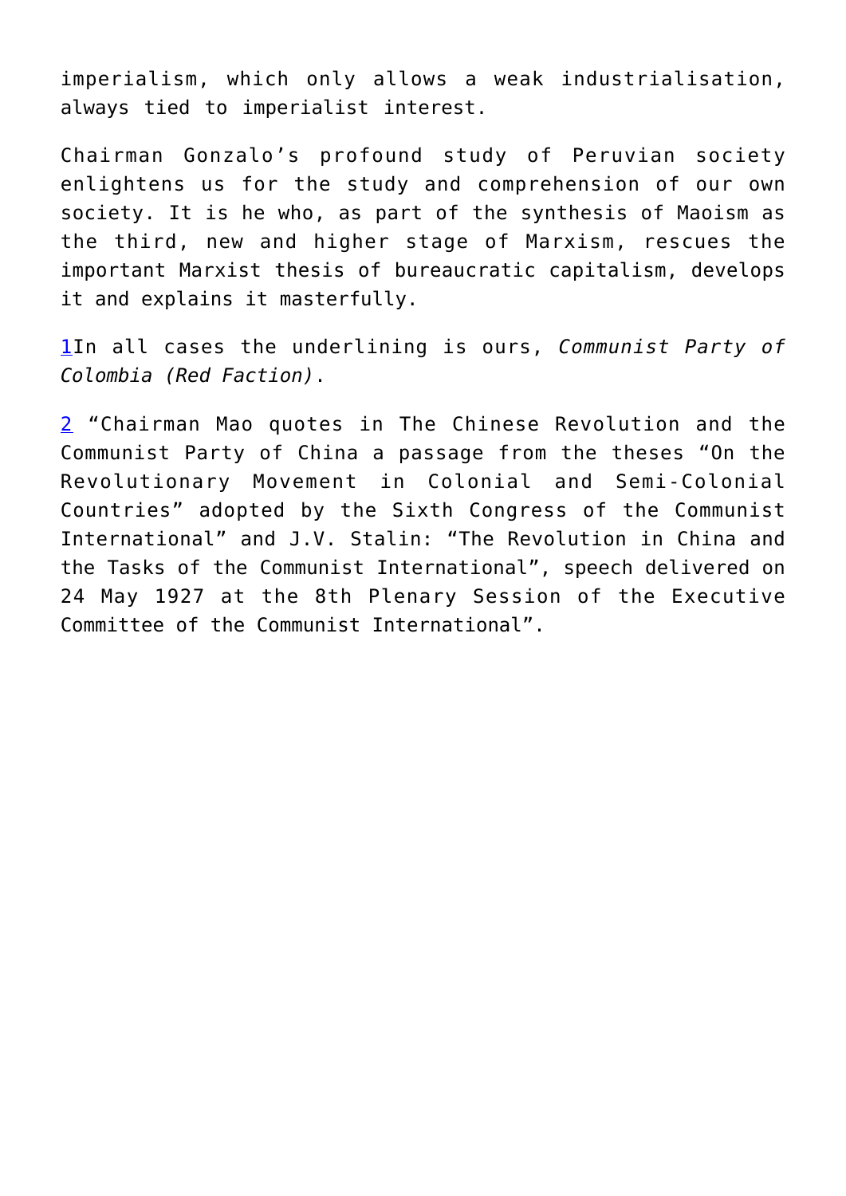imperialism, which only allows a weak industrialisation, always tied to imperialist interest.

Chairman Gonzalo's profound study of Peruvian society enlightens us for the study and comprehension of our own society. It is he who, as part of the synthesis of Maoism as the third, new and higher stage of Marxism, rescues the important Marxist thesis of bureaucratic capitalism, develops it and explains it masterfully.

1In all cases the underlining is ours, *Communist Party of Colombia (Red Faction)*.

2 "Chairman Mao quotes in The Chinese Revolution and the Communist Party of China a passage from the theses "On the Revolutionary Movement in Colonial and Semi-Colonial Countries" adopted by the Sixth Congress of the Communist International" and J.V. Stalin: "The Revolution in China and the Tasks of the Communist International", speech delivered on 24 May 1927 at the 8th Plenary Session of the Executive Committee of the Communist International".